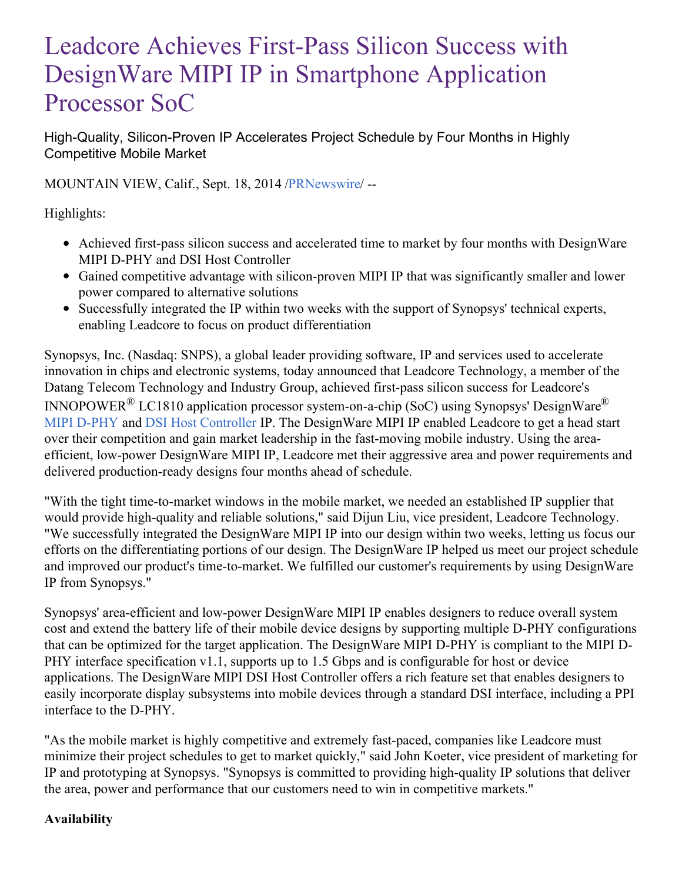# Leadcore Achieves First-Pass Silicon Success with DesignWare MIPI IP in Smartphone Application Processor SoC

High-Quality, Silicon-Proven IP Accelerates Project Schedule by Four Months in Highly Competitive Mobile Market

MOUNTAIN VIEW, Calif., Sept. 18, 2014 /PRNewswire/ --

Highlights:

- Achieved first-pass silicon success and accelerated time to market by four months with DesignWare MIPI D-PHY and DSI Host Controller
- Gained competitive advantage with silicon-proven MIPI IP that was significantly smaller and lower power compared to alternative solutions
- Successfully integrated the IP within two weeks with the support of Synopsys' technical experts, enabling Leadcore to focus on product differentiation

Synopsys, Inc. (Nasdaq: SNPS), a global leader providing software, IP and services used to accelerate innovation in chips and electronic systems, today announced that Leadcore Technology, a member of the Datang Telecom Technology and Industry Group, achieved first-pass silicon success for Leadcore's INNOPOWER® LC1810 application processor system-on-a-chip (SoC) using Synopsys' DesignWare® MIPI D-PHY and DSI Host Controller IP. The DesignWare MIPI IP enabled Leadcore to get a head start over their competition and gain market leadership in the fast-moving mobile industry. Using the area-efficient, low-power DesignWare MIPI IP, Leadcore met their aggressive area and power requirements and delivered production-ready designs four months ahead of schedule.

"With the tight time-to-market windows in the mobile market, we needed an established IP supplier that would provide high-quality and reliable solutions," said Dijun Liu, vice president, Leadcore Technology. "We successfully integrated the DesignWare MIPI IP into our design within two weeks, letting us focus our efforts on the differentiating portions of our design. The DesignWare IP helped us meet our project schedule and improved our product's time-to-market. We fulfilled our customer's requirements by using DesignWare IP from Synopsys."

Synopsys' area-efficient and low-power DesignWare MIPI IP enables designers to reduce overall system cost and extend the battery life of their mobile device designs by supporting multiple D-PHY configurations that can be optimized for the target application. The DesignWare MIPI D-PHY is compliant to the MIPI D-PHY interface specification v1.1, supports up to 1.5 Gbps and is configurable for host or device applications. The DesignWare MIPI DSI Host Controller offers a rich feature set that enables designers to easily incorporate display subsystems into mobile devices through a standard DSI interface, including a PPI interface to the D-PHY.

"As the mobile market is highly competitive and extremely fast-paced, companies like Leadcore must minimize their project schedules to get to market quickly," said John Koeter, vice president of marketing for IP and prototyping at Synopsys. "Synopsys is committed to providing high-quality IP solutions that deliver the area, power and performance that our customers need to win in competitive markets."

**Availability**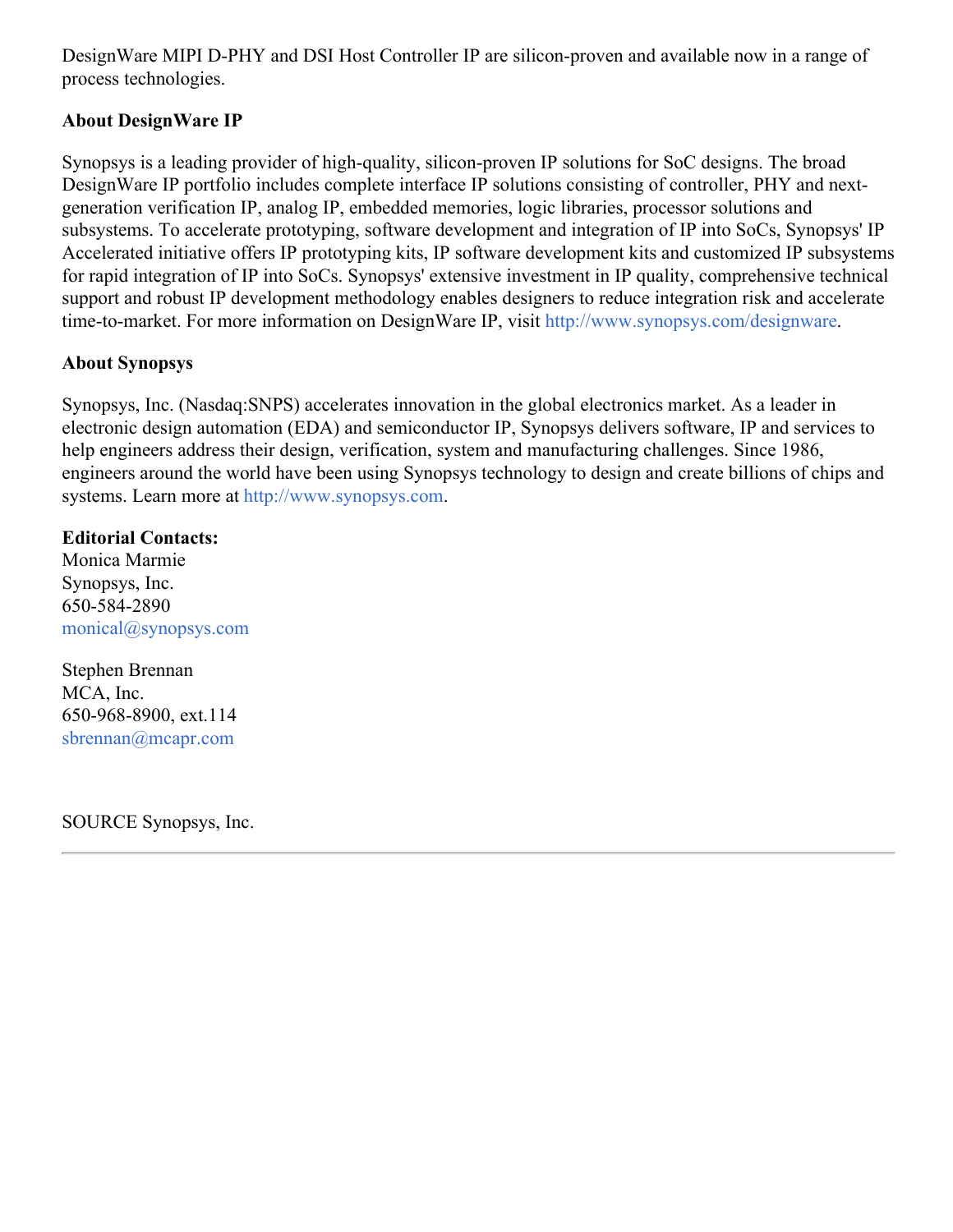DesignWare MIPI D-PHY and DSI Host Controller IP are silicon-proven and available now in a range of process technologies.

**About DesignWare IP**

Synopsys is a leading provider of high-quality, silicon-proven IP solutions for SoC designs. The broad DesignWare IP portfolio includes complete interface IP solutions consisting of controller, PHY and next-generation verification IP, analog IP, embedded memories, logic libraries, processor solutions and subsystems. To accelerate prototyping, software development and integration of IP into SoCs, Synopsys' IP Accelerated initiative offers IP prototyping kits, IP software development kits and customized IP subsystems for rapid integration of IP into SoCs. Synopsys' extensive investment in IP quality, comprehensive technical support and robust IP development methodology enables designers to reduce integration risk and accelerate time-to-market. For more information on DesignWare IP, visit http://www.synopsys.com/designware.

**About Synopsys**

Synopsys, Inc. (Nasdaq:SNPS) accelerates innovation in the global electronics market. As a leader in electronic design automation (EDA) and semiconductor IP, Synopsys delivers software, IP and services to help engineers address their design, verification, system and manufacturing challenges. Since 1986, engineers around the world have been using Synopsys technology to design and create billions of chips and systems. Learn more at http://www.synopsys.com.

**Editorial Contacts:**
Monica Marmie
Synopsys, Inc.
650-584-2890
monical@synopsys.com

Stephen Brennan
MCA, Inc.
650-968-8900, ext.114
sbrennan@mcapr.com

SOURCE Synopsys, Inc.

---